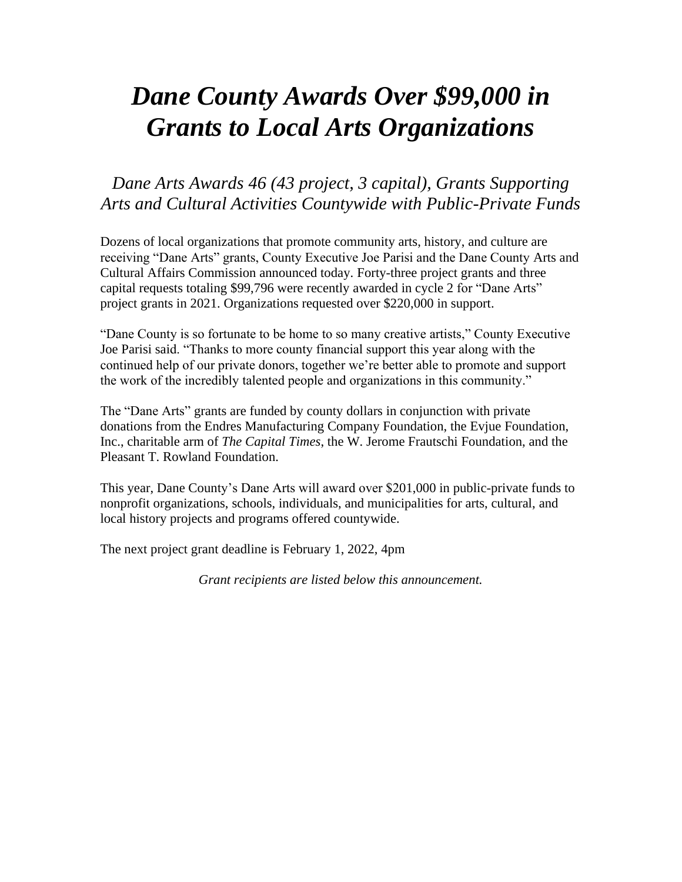# *Dane County Awards Over $99,000 in Grants to Local Arts Organizations*

## *Dane Arts Awards 46 (43 project, 3 capital), Grants Supporting Arts and Cultural Activities Countywide with Public-Private Funds*

Dozens of local organizations that promote community arts, history, and culture are receiving "Dane Arts" grants, County Executive Joe Parisi and the Dane County Arts and Cultural Affairs Commission announced today. Forty-three project grants and three capital requests totaling $99,796 were recently awarded in cycle 2 for "Dane Arts" project grants in 2021. Organizations requested over $220,000 in support.

"Dane County is so fortunate to be home to so many creative artists," County Executive Joe Parisi said. "Thanks to more county financial support this year along with the continued help of our private donors, together we're better able to promote and support the work of the incredibly talented people and organizations in this community."

The "Dane Arts" grants are funded by county dollars in conjunction with private donations from the Endres Manufacturing Company Foundation, the Evjue Foundation, Inc., charitable arm of *The Capital Times*, the W. Jerome Frautschi Foundation, and the Pleasant T. Rowland Foundation.

This year, Dane County's Dane Arts will award over $201,000 in public-private funds to nonprofit organizations, schools, individuals, and municipalities for arts, cultural, and local history projects and programs offered countywide.

The next project grant deadline is February 1, 2022, 4pm

*Grant recipients are listed below this announcement.*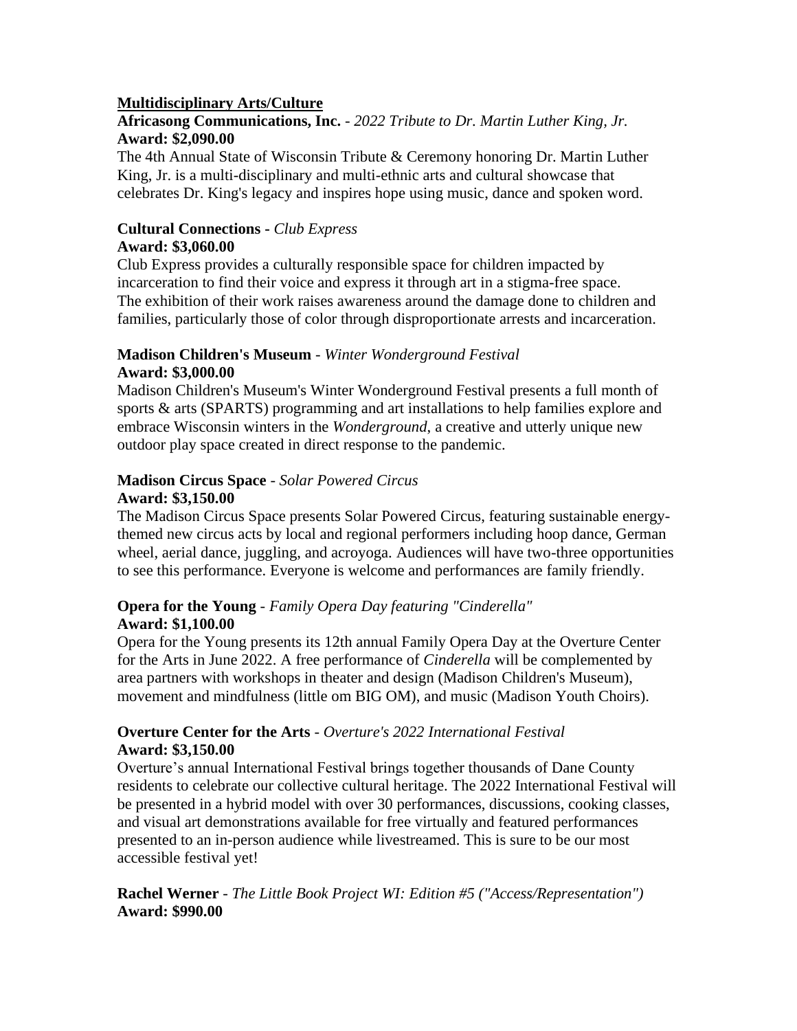**Multidisciplinary Arts/Culture**

**Africasong Communications, Inc.** - *2022 Tribute to Dr. Martin Luther King, Jr.*
**Award: $2,090.00**

The 4th Annual State of Wisconsin Tribute & Ceremony honoring Dr. Martin Luther King, Jr. is a multi-disciplinary and multi-ethnic arts and cultural showcase that celebrates Dr. King's legacy and inspires hope using music, dance and spoken word.

**Cultural Connections -** *Club Express*
**Award: $3,060.00**

Club Express provides a culturally responsible space for children impacted by incarceration to find their voice and express it through art in a stigma-free space. The exhibition of their work raises awareness around the damage done to children and families, particularly those of color through disproportionate arrests and incarceration.

**Madison Children's Museum** - *Winter Wonderground Festival*
**Award: $3,000.00**

Madison Children's Museum's Winter Wonderground Festival presents a full month of sports & arts (SPARTS) programming and art installations to help families explore and embrace Wisconsin winters in the *Wonderground*, a creative and utterly unique new outdoor play space created in direct response to the pandemic.

**Madison Circus Space** - *Solar Powered Circus*
**Award: $3,150.00**

The Madison Circus Space presents Solar Powered Circus, featuring sustainable energy-themed new circus acts by local and regional performers including hoop dance, German wheel, aerial dance, juggling, and acroyoga. Audiences will have two-three opportunities to see this performance. Everyone is welcome and performances are family friendly.

**Opera for the Young** - *Family Opera Day featuring "Cinderella"*
**Award: $1,100.00**

Opera for the Young presents its 12th annual Family Opera Day at the Overture Center for the Arts in June 2022. A free performance of *Cinderella* will be complemented by area partners with workshops in theater and design (Madison Children's Museum), movement and mindfulness (little om BIG OM), and music (Madison Youth Choirs).

**Overture Center for the Arts** - *Overture's 2022 International Festival*
**Award: $3,150.00**

Overture's annual International Festival brings together thousands of Dane County residents to celebrate our collective cultural heritage. The 2022 International Festival will be presented in a hybrid model with over 30 performances, discussions, cooking classes, and visual art demonstrations available for free virtually and featured performances presented to an in-person audience while livestreamed. This is sure to be our most accessible festival yet!

**Rachel Werner** - *The Little Book Project WI: Edition #5 ("Access/Representation")*
**Award: $990.00**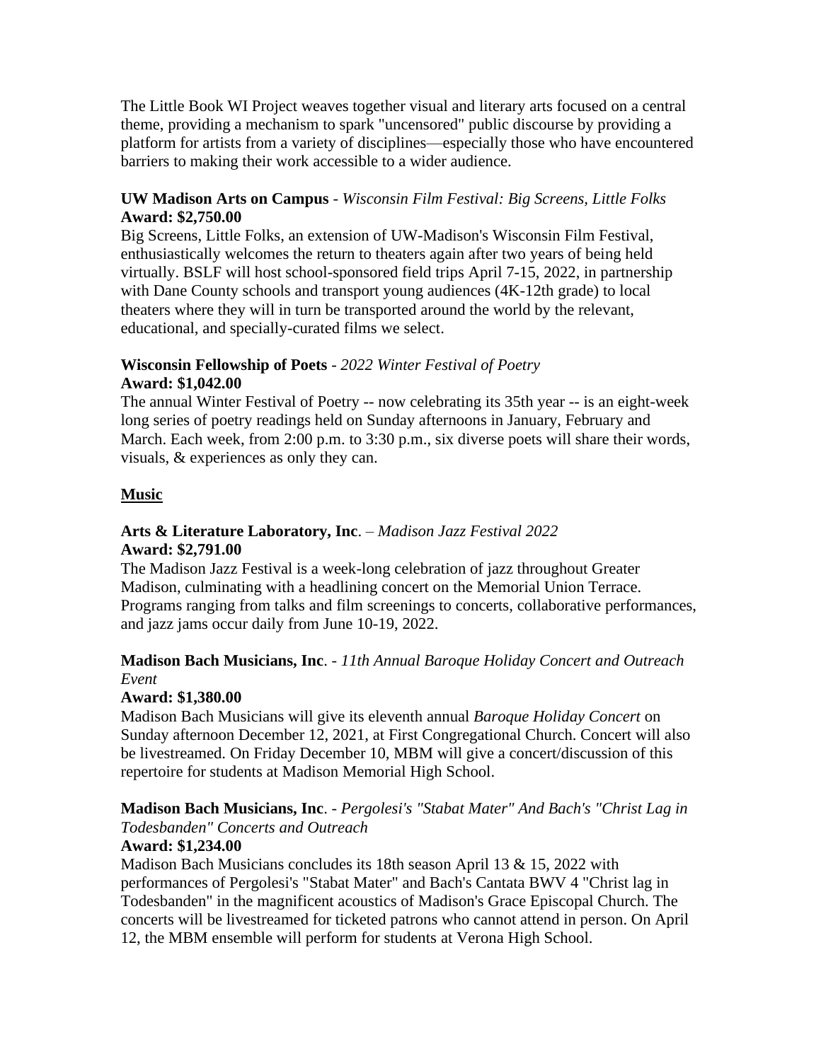The Little Book WI Project weaves together visual and literary arts focused on a central theme, providing a mechanism to spark "uncensored" public discourse by providing a platform for artists from a variety of disciplines—especially those who have encountered barriers to making their work accessible to a wider audience.

**UW Madison Arts on Campus** - *Wisconsin Film Festival: Big Screens, Little Folks*
**Award: $2,750.00**
Big Screens, Little Folks, an extension of UW-Madison's Wisconsin Film Festival, enthusiastically welcomes the return to theaters again after two years of being held virtually. BSLF will host school-sponsored field trips April 7-15, 2022, in partnership with Dane County schools and transport young audiences (4K-12th grade) to local theaters where they will in turn be transported around the world by the relevant, educational, and specially-curated films we select.

**Wisconsin Fellowship of Poets** - *2022 Winter Festival of Poetry*
**Award: $1,042.00**
The annual Winter Festival of Poetry -- now celebrating its 35th year -- is an eight-week long series of poetry readings held on Sunday afternoons in January, February and March. Each week, from 2:00 p.m. to 3:30 p.m., six diverse poets will share their words, visuals, & experiences as only they can.

## Music

**Arts & Literature Laboratory, Inc**. – *Madison Jazz Festival 2022*
**Award: $2,791.00**
The Madison Jazz Festival is a week-long celebration of jazz throughout Greater Madison, culminating with a headlining concert on the Memorial Union Terrace. Programs ranging from talks and film screenings to concerts, collaborative performances, and jazz jams occur daily from June 10-19, 2022.

**Madison Bach Musicians, Inc**. - *11th Annual Baroque Holiday Concert and Outreach Event*
**Award: $1,380.00**
Madison Bach Musicians will give its eleventh annual *Baroque Holiday Concert* on Sunday afternoon December 12, 2021, at First Congregational Church. Concert will also be livestreamed. On Friday December 10, MBM will give a concert/discussion of this repertoire for students at Madison Memorial High School.

**Madison Bach Musicians, Inc**. - *Pergolesi's "Stabat Mater" And Bach's "Christ Lag in Todesbanden" Concerts and Outreach*
**Award: $1,234.00**
Madison Bach Musicians concludes its 18th season April 13 & 15, 2022 with performances of Pergolesi's "Stabat Mater" and Bach's Cantata BWV 4 "Christ lag in Todesbanden" in the magnificent acoustics of Madison's Grace Episcopal Church. The concerts will be livestreamed for ticketed patrons who cannot attend in person. On April 12, the MBM ensemble will perform for students at Verona High School.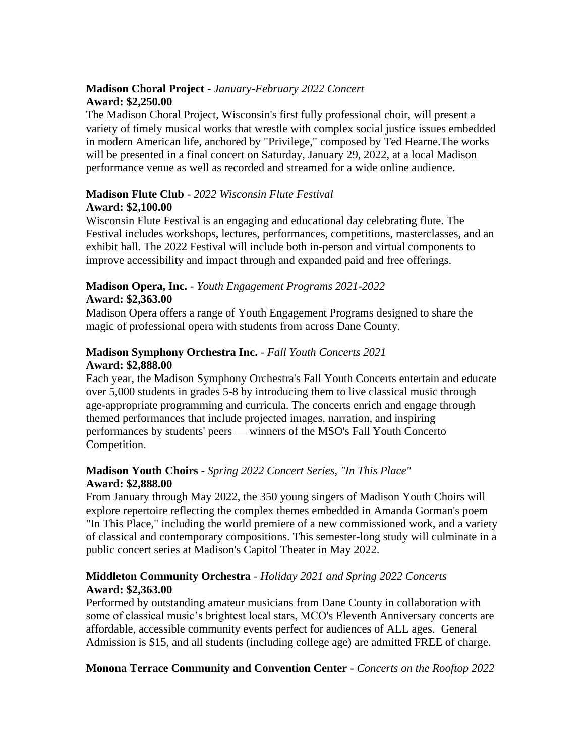**Madison Choral Project** - *January-February 2022 Concert*
**Award: $2,250.00**

The Madison Choral Project, Wisconsin's first fully professional choir, will present a variety of timely musical works that wrestle with complex social justice issues embedded in modern American life, anchored by "Privilege," composed by Ted Hearne.The works will be presented in a final concert on Saturday, January 29, 2022, at a local Madison performance venue as well as recorded and streamed for a wide online audience.

**Madison Flute Club** - *2022 Wisconsin Flute Festival*
**Award: $2,100.00**

Wisconsin Flute Festival is an engaging and educational day celebrating flute. The Festival includes workshops, lectures, performances, competitions, masterclasses, and an exhibit hall. The 2022 Festival will include both in-person and virtual components to improve accessibility and impact through and expanded paid and free offerings.

**Madison Opera, Inc.** - *Youth Engagement Programs 2021-2022*
**Award: $2,363.00**

Madison Opera offers a range of Youth Engagement Programs designed to share the magic of professional opera with students from across Dane County.

**Madison Symphony Orchestra Inc.** - *Fall Youth Concerts 2021*
**Award: $2,888.00**

Each year, the Madison Symphony Orchestra's Fall Youth Concerts entertain and educate over 5,000 students in grades 5-8 by introducing them to live classical music through age-appropriate programming and curricula. The concerts enrich and engage through themed performances that include projected images, narration, and inspiring performances by students' peers — winners of the MSO's Fall Youth Concerto Competition.

**Madison Youth Choirs** - *Spring 2022 Concert Series, "In This Place"*
**Award: $2,888.00**

From January through May 2022, the 350 young singers of Madison Youth Choirs will explore repertoire reflecting the complex themes embedded in Amanda Gorman's poem "In This Place," including the world premiere of a new commissioned work, and a variety of classical and contemporary compositions. This semester-long study will culminate in a public concert series at Madison's Capitol Theater in May 2022.

**Middleton Community Orchestra** - *Holiday 2021 and Spring 2022 Concerts*
**Award: $2,363.00**

Performed by outstanding amateur musicians from Dane County in collaboration with some of classical music's brightest local stars, MCO's Eleventh Anniversary concerts are affordable, accessible community events perfect for audiences of ALL ages. General Admission is $15, and all students (including college age) are admitted FREE of charge.

**Monona Terrace Community and Convention Center** - *Concerts on the Rooftop 2022*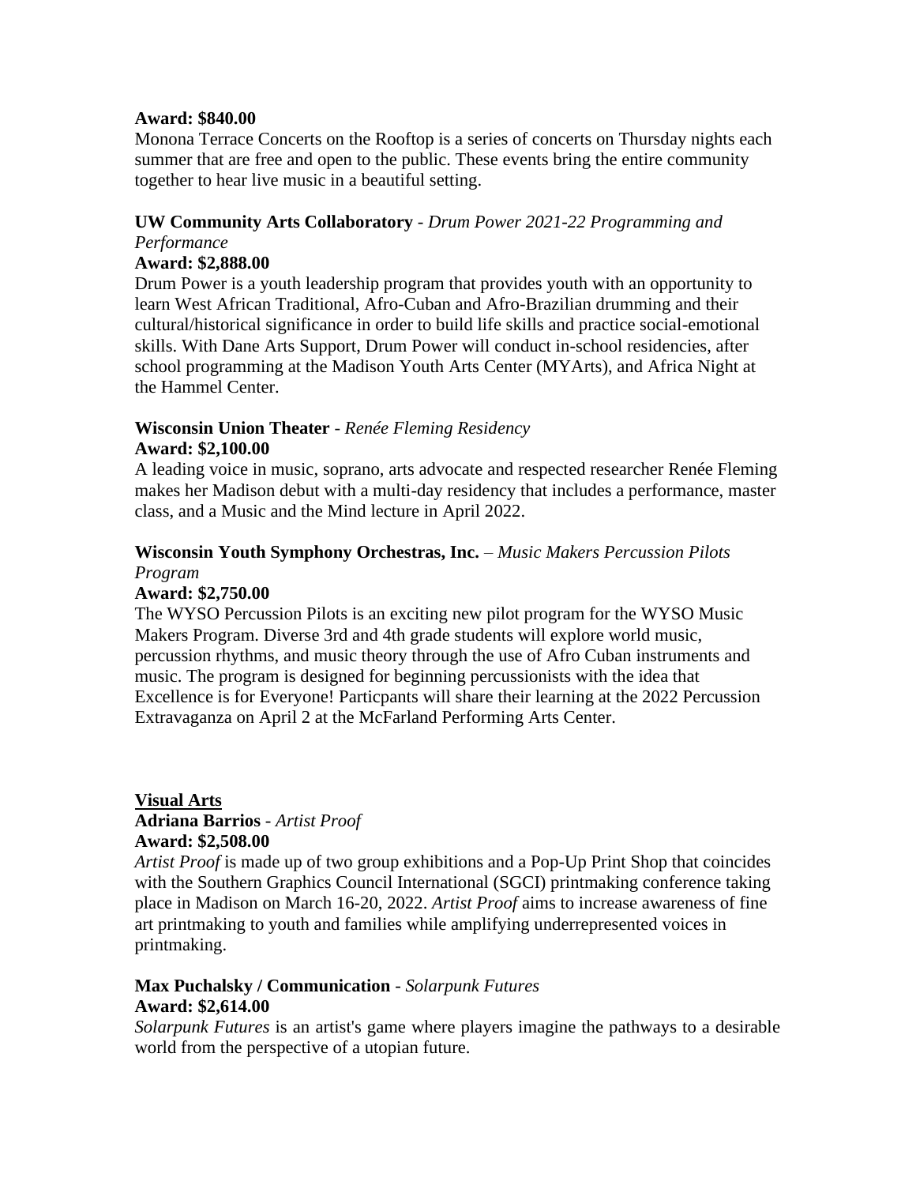**Award: $840.00**
Monona Terrace Concerts on the Rooftop is a series of concerts on Thursday nights each summer that are free and open to the public. These events bring the entire community together to hear live music in a beautiful setting.

**UW Community Arts Collaboratory** - *Drum Power 2021-22 Programming and Performance*
**Award: $2,888.00**
Drum Power is a youth leadership program that provides youth with an opportunity to learn West African Traditional, Afro-Cuban and Afro-Brazilian drumming and their cultural/historical significance in order to build life skills and practice social-emotional skills. With Dane Arts Support, Drum Power will conduct in-school residencies, after school programming at the Madison Youth Arts Center (MYArts), and Africa Night at the Hammel Center.

**Wisconsin Union Theater** - *Renée Fleming Residency*
**Award: $2,100.00**
A leading voice in music, soprano, arts advocate and respected researcher Renée Fleming makes her Madison debut with a multi-day residency that includes a performance, master class, and a Music and the Mind lecture in April 2022.

**Wisconsin Youth Symphony Orchestras, Inc.** – *Music Makers Percussion Pilots Program*
**Award: $2,750.00**
The WYSO Percussion Pilots is an exciting new pilot program for the WYSO Music Makers Program. Diverse 3rd and 4th grade students will explore world music, percussion rhythms, and music theory through the use of Afro Cuban instruments and music. The program is designed for beginning percussionists with the idea that Excellence is for Everyone! Particpants will share their learning at the 2022 Percussion Extravaganza on April 2 at the McFarland Performing Arts Center.

## Visual Arts

**Adriana Barrios** - *Artist Proof*
**Award: $2,508.00**
*Artist Proof* is made up of two group exhibitions and a Pop-Up Print Shop that coincides with the Southern Graphics Council International (SGCI) printmaking conference taking place in Madison on March 16-20, 2022. *Artist Proof* aims to increase awareness of fine art printmaking to youth and families while amplifying underrepresented voices in printmaking.

**Max Puchalsky / Communication** - *Solarpunk Futures*
**Award: $2,614.00**
*Solarpunk Futures* is an artist's game where players imagine the pathways to a desirable world from the perspective of a utopian future.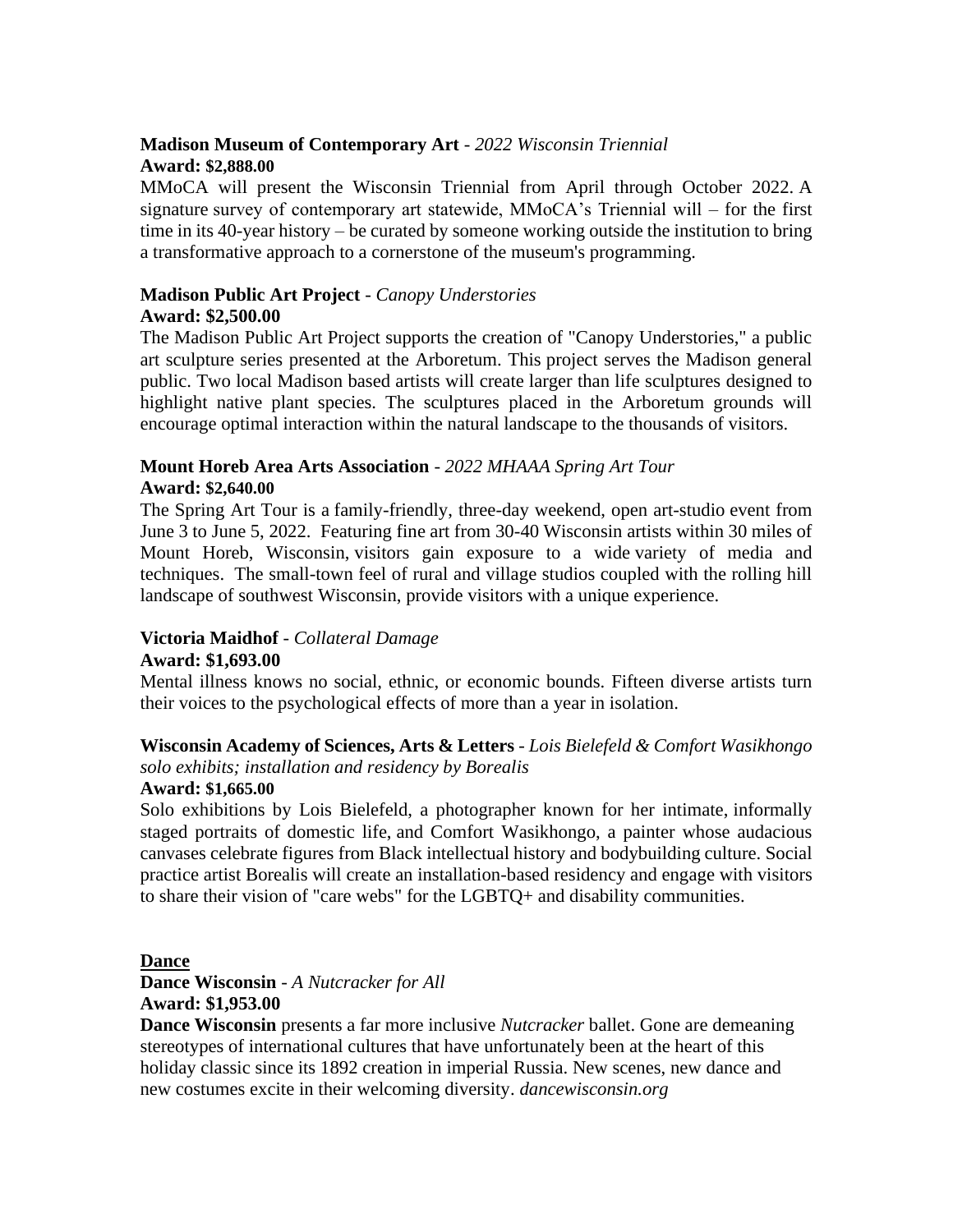**Madison Museum of Contemporary Art** - *2022 Wisconsin Triennial*
**Award: $2,888.00**

MMoCA will present the Wisconsin Triennial from April through October 2022. A signature survey of contemporary art statewide, MMoCA's Triennial will – for the first time in its 40-year history – be curated by someone working outside the institution to bring a transformative approach to a cornerstone of the museum's programming.

**Madison Public Art Project** - *Canopy Understories*
**Award: $2,500.00**

The Madison Public Art Project supports the creation of "Canopy Understories," a public art sculpture series presented at the Arboretum. This project serves the Madison general public. Two local Madison based artists will create larger than life sculptures designed to highlight native plant species. The sculptures placed in the Arboretum grounds will encourage optimal interaction within the natural landscape to the thousands of visitors.

**Mount Horeb Area Arts Association** - *2022 MHAAA Spring Art Tour*
**Award: $2,640.00**

The Spring Art Tour is a family-friendly, three-day weekend, open art-studio event from June 3 to June 5, 2022. Featuring fine art from 30-40 Wisconsin artists within 30 miles of Mount Horeb, Wisconsin, visitors gain exposure to a wide variety of media and techniques. The small-town feel of rural and village studios coupled with the rolling hill landscape of southwest Wisconsin, provide visitors with a unique experience.

**Victoria Maidhof** - *Collateral Damage*
**Award: $1,693.00**

Mental illness knows no social, ethnic, or economic bounds. Fifteen diverse artists turn their voices to the psychological effects of more than a year in isolation.

**Wisconsin Academy of Sciences, Arts & Letters** - *Lois Bielefeld & Comfort Wasikhongo solo exhibits; installation and residency by Borealis*
**Award: $1,665.00**

Solo exhibitions by Lois Bielefeld, a photographer known for her intimate, informally staged portraits of domestic life, and Comfort Wasikhongo, a painter whose audacious canvases celebrate figures from Black intellectual history and bodybuilding culture. Social practice artist Borealis will create an installation-based residency and engage with visitors to share their vision of "care webs" for the LGBTQ+ and disability communities.

## Dance

**Dance Wisconsin** - *A Nutcracker for All*
**Award: $1,953.00**

**Dance Wisconsin** presents a far more inclusive *Nutcracker* ballet. Gone are demeaning stereotypes of international cultures that have unfortunately been at the heart of this holiday classic since its 1892 creation in imperial Russia. New scenes, new dance and new costumes excite in their welcoming diversity. *dancewisconsin.org*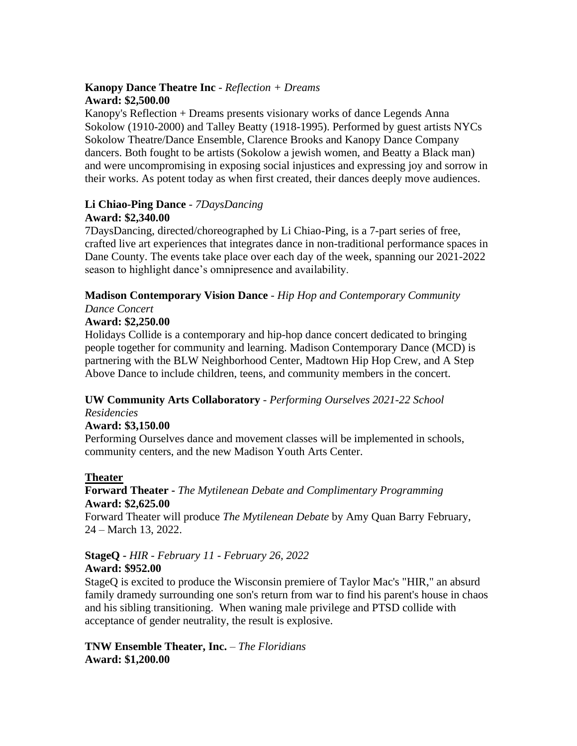**Kanopy Dance Theatre Inc** - *Reflection + Dreams*
**Award: $2,500.00**
Kanopy's Reflection + Dreams presents visionary works of dance Legends Anna Sokolow (1910-2000) and Talley Beatty (1918-1995). Performed by guest artists NYCs Sokolow Theatre/Dance Ensemble, Clarence Brooks and Kanopy Dance Company dancers. Both fought to be artists (Sokolow a jewish women, and Beatty a Black man) and were uncompromising in exposing social injustices and expressing joy and sorrow in their works. As potent today as when first created, their dances deeply move audiences.

**Li Chiao-Ping Dance** - *7DaysDancing*
**Award: $2,340.00**
7DaysDancing, directed/choreographed by Li Chiao-Ping, is a 7-part series of free, crafted live art experiences that integrates dance in non-traditional performance spaces in Dane County. The events take place over each day of the week, spanning our 2021-2022 season to highlight dance's omnipresence and availability.

**Madison Contemporary Vision Dance** - *Hip Hop and Contemporary Community Dance Concert*
**Award: $2,250.00**
Holidays Collide is a contemporary and hip-hop dance concert dedicated to bringing people together for community and learning. Madison Contemporary Dance (MCD) is partnering with the BLW Neighborhood Center, Madtown Hip Hop Crew, and A Step Above Dance to include children, teens, and community members in the concert.

**UW Community Arts Collaboratory** - *Performing Ourselves 2021-22 School Residencies*
**Award: $3,150.00**
Performing Ourselves dance and movement classes will be implemented in schools, community centers, and the new Madison Youth Arts Center.

## Theater

**Forward Theater** - *The Mytilenean Debate and Complimentary Programming*
**Award: $2,625.00**
Forward Theater will produce *The Mytilenean Debate* by Amy Quan Barry February, 24 – March 13, 2022.

**StageQ** - *HIR - February 11 - February 26, 2022*
**Award: $952.00**
StageQ is excited to produce the Wisconsin premiere of Taylor Mac's "HIR," an absurd family dramedy surrounding one son's return from war to find his parent's house in chaos and his sibling transitioning. When waning male privilege and PTSD collide with acceptance of gender neutrality, the result is explosive.

**TNW Ensemble Theater, Inc.** – *The Floridians*
**Award: $1,200.00**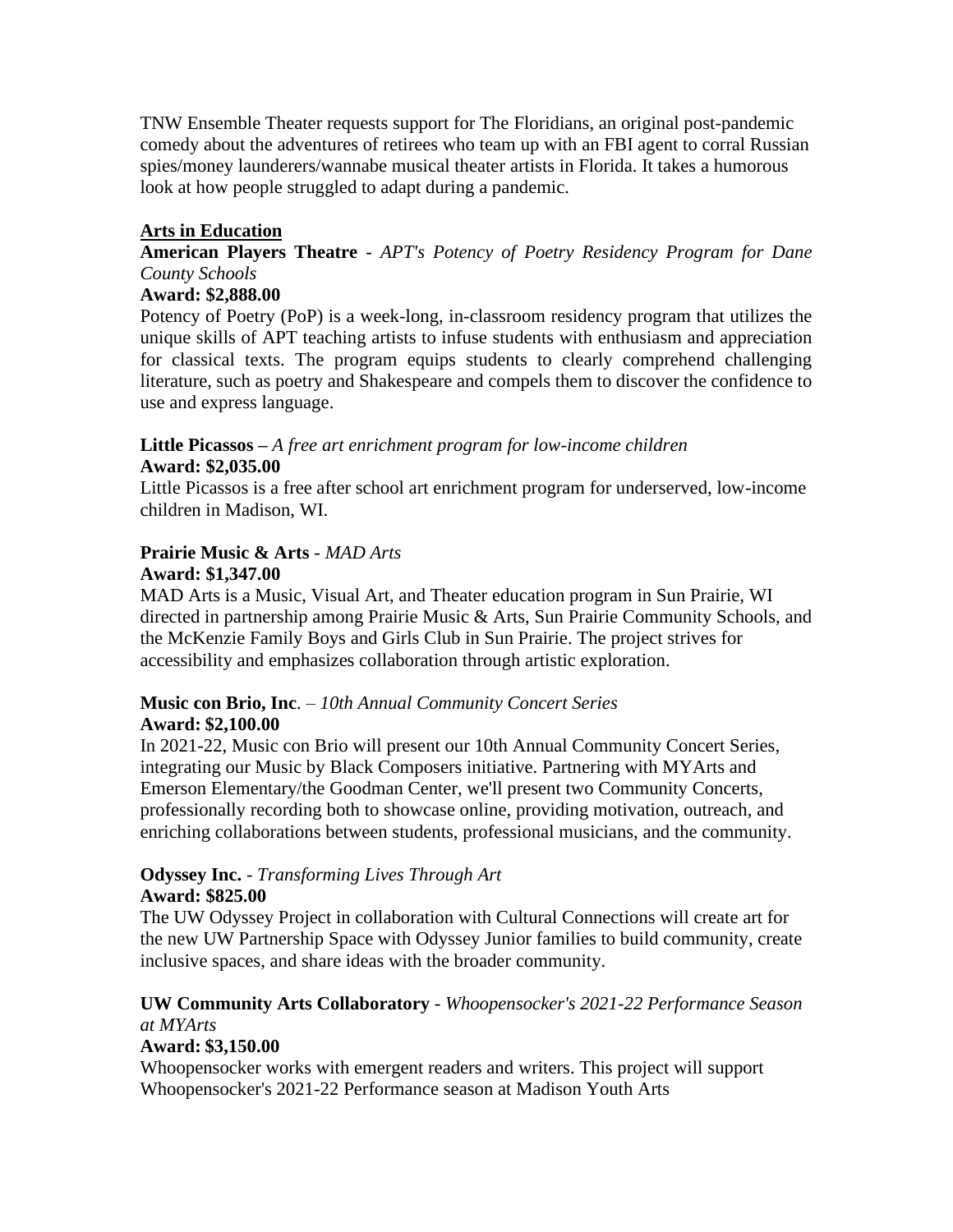TNW Ensemble Theater requests support for The Floridians, an original post-pandemic comedy about the adventures of retirees who team up with an FBI agent to corral Russian spies/money launderers/wannabe musical theater artists in Florida. It takes a humorous look at how people struggled to adapt during a pandemic.

## Arts in Education

**American Players Theatre** - *APT's Potency of Poetry Residency Program for Dane County Schools*

**Award: $2,888.00**

Potency of Poetry (PoP) is a week-long, in-classroom residency program that utilizes the unique skills of APT teaching artists to infuse students with enthusiasm and appreciation for classical texts. The program equips students to clearly comprehend challenging literature, such as poetry and Shakespeare and compels them to discover the confidence to use and express language.

**Little Picassos** – *A free art enrichment program for low-income children*

**Award: $2,035.00**

Little Picassos is a free after school art enrichment program for underserved, low-income children in Madison, WI.

**Prairie Music & Arts** - *MAD Arts*

**Award: $1,347.00**

MAD Arts is a Music, Visual Art, and Theater education program in Sun Prairie, WI directed in partnership among Prairie Music & Arts, Sun Prairie Community Schools, and the McKenzie Family Boys and Girls Club in Sun Prairie. The project strives for accessibility and emphasizes collaboration through artistic exploration.

**Music con Brio, Inc**. – *10th Annual Community Concert Series*

**Award: $2,100.00**

In 2021-22, Music con Brio will present our 10th Annual Community Concert Series, integrating our Music by Black Composers initiative. Partnering with MYArts and Emerson Elementary/the Goodman Center, we'll present two Community Concerts, professionally recording both to showcase online, providing motivation, outreach, and enriching collaborations between students, professional musicians, and the community.

**Odyssey Inc.** - *Transforming Lives Through Art*

**Award: $825.00**

The UW Odyssey Project in collaboration with Cultural Connections will create art for the new UW Partnership Space with Odyssey Junior families to build community, create inclusive spaces, and share ideas with the broader community.

**UW Community Arts Collaboratory** - *Whoopensocker's 2021-22 Performance Season at MYArts*

**Award: $3,150.00**

Whoopensocker works with emergent readers and writers. This project will support Whoopensocker's 2021-22 Performance season at Madison Youth Arts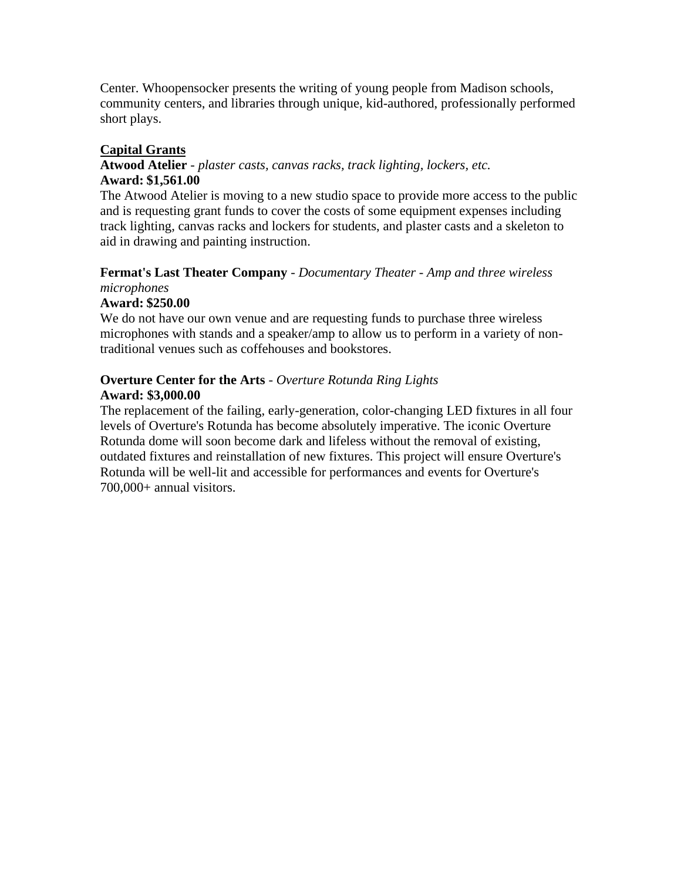Center. Whoopensocker presents the writing of young people from Madison schools, community centers, and libraries through unique, kid-authored, professionally performed short plays.

## Capital Grants

**Atwood Atelier** - *plaster casts, canvas racks, track lighting, lockers, etc.*
**Award: $1,561.00**
The Atwood Atelier is moving to a new studio space to provide more access to the public and is requesting grant funds to cover the costs of some equipment expenses including track lighting, canvas racks and lockers for students, and plaster casts and a skeleton to aid in drawing and painting instruction.

**Fermat's Last Theater Company** - *Documentary Theater - Amp and three wireless microphones*
**Award: $250.00**
We do not have our own venue and are requesting funds to purchase three wireless microphones with stands and a speaker/amp to allow us to perform in a variety of non-traditional venues such as coffehouses and bookstores.

**Overture Center for the Arts** - *Overture Rotunda Ring Lights*
**Award: $3,000.00**
The replacement of the failing, early-generation, color-changing LED fixtures in all four levels of Overture's Rotunda has become absolutely imperative. The iconic Overture Rotunda dome will soon become dark and lifeless without the removal of existing, outdated fixtures and reinstallation of new fixtures. This project will ensure Overture's Rotunda will be well-lit and accessible for performances and events for Overture's 700,000+ annual visitors.